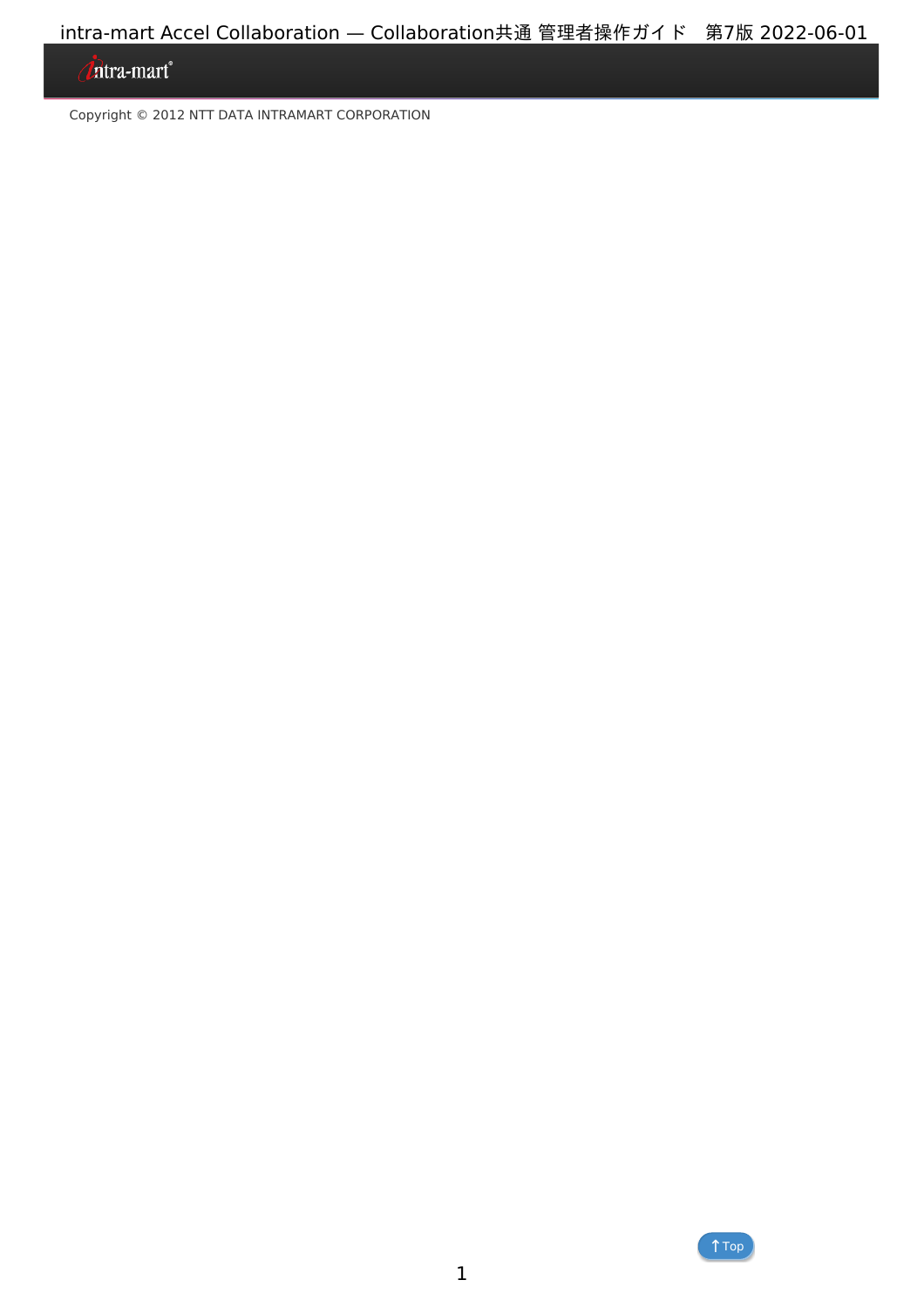Copyright © 2012 NTT DATA INTRAMART CORPORATION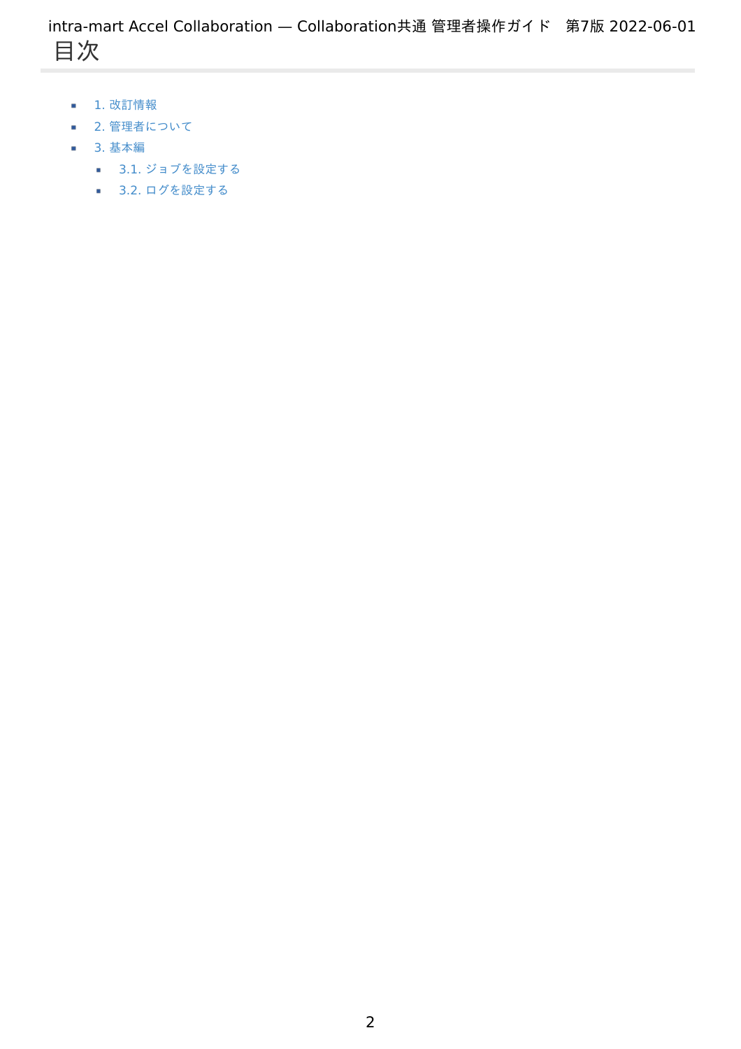# 目次

- 1. 改訂情報
- 2. 管理者について
- 3. 基本編
  - 3.1. ジョブを設定する
  - 3.2. ログを設定する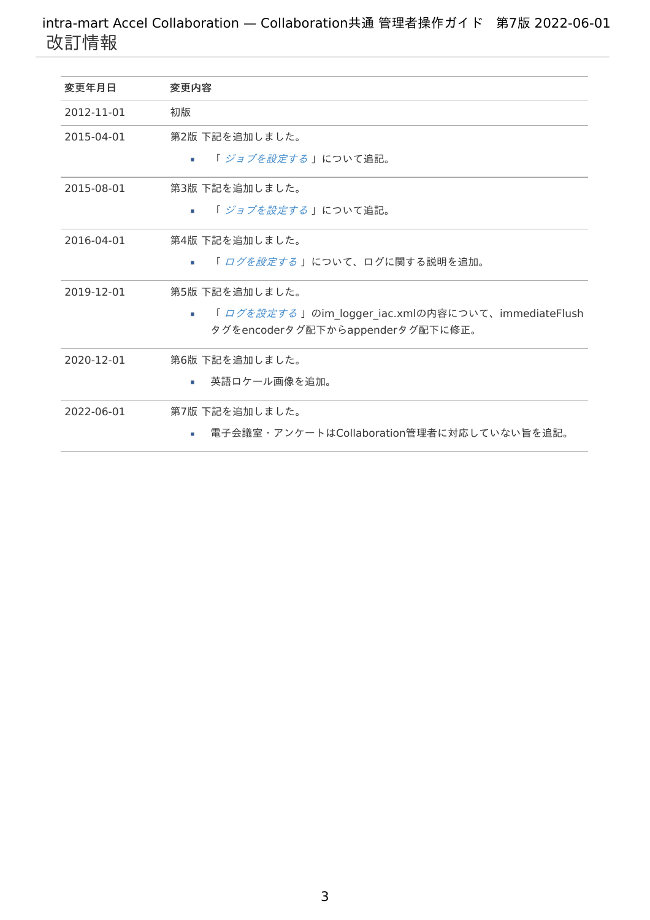# 改訂情報

| 変更年月日 | 変更内容 |
| --- | --- |
| 2012-11-01 | 初版 |
| 2015-04-01 | 第2版 下記を追加しました。<br>・「 *ジョブを設定する* 」について追記。 |
| 2015-08-01 | 第3版 下記を追加しました。<br>・「 *ジョブを設定する* 」について追記。 |
| 2016-04-01 | 第4版 下記を追加しました。<br>・「 *ログを設定する* 」について、ログに関する説明を追加。 |
| 2019-12-01 | 第5版 下記を追加しました。<br>・「 *ログを設定する* 」のim_logger_iac.xmlの内容について、immediateFlushタグをencoderタグ配下からappenderタグ配下に修正。 |
| 2020-12-01 | 第6版 下記を追加しました。<br>・英語ロケール画像を追加。 |
| 2022-06-01 | 第7版 下記を追加しました。<br>・電子会議室・アンケートはCollaboration管理者に対応していない旨を追記。 |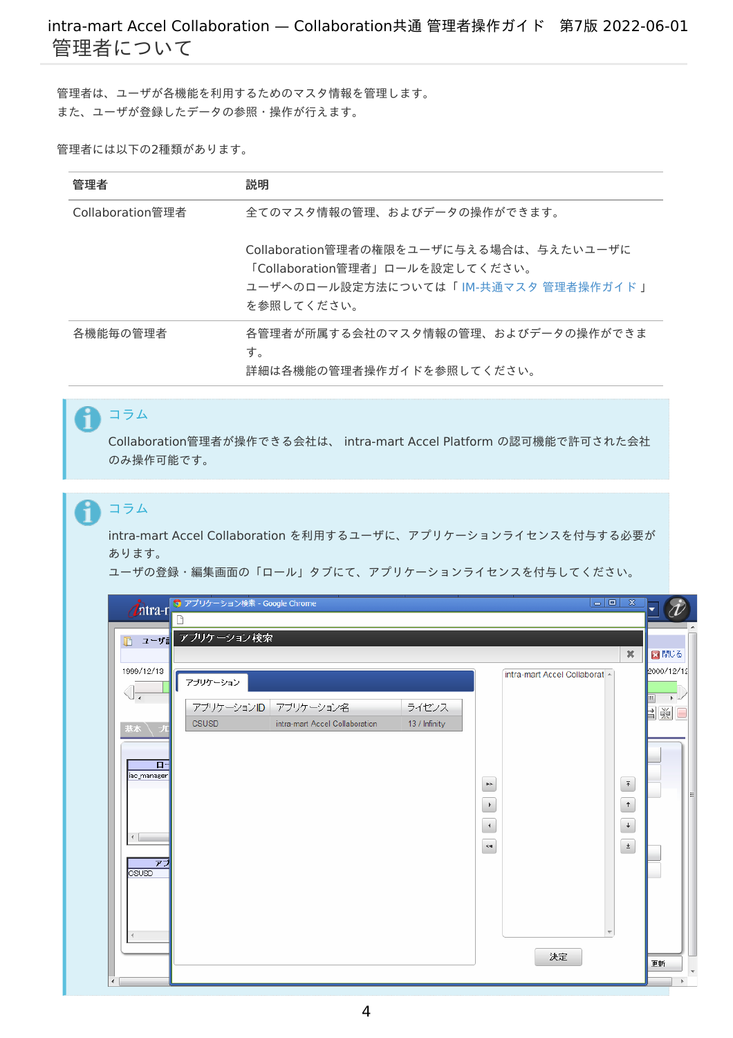# 管理者について

管理者は、ユーザが各機能を利用するためのマスタ情報を管理します。
また、ユーザが登録したデータの参照・操作が行えます。

管理者には以下の2種類があります。

| 管理者 | 説明 |
| --- | --- |
| Collaboration管理者 | 全てのマスタ情報の管理、およびデータの操作ができます。<br><br>Collaboration管理者の権限をユーザに与える場合は、与えたいユーザに「Collaboration管理者」ロールを設定してください。<br>ユーザへのロール設定方法については「 IM-共通マスタ 管理者操作ガイド 」を参照してください。 |
| 各機能毎の管理者 | 各管理者が所属する会社のマスタ情報の管理、およびデータの操作ができます。<br>詳細は各機能の管理者操作ガイドを参照してください。 |

> **コラム**
>
> Collaboration管理者が操作できる会社は、 intra-mart Accel Platform の認可機能で許可された会社のみ操作可能です。

> **コラム**
>
> intra-mart Accel Collaboration を利用するユーザに、アプリケーションライセンスを付与する必要があります。
> ユーザの登録・編集画面の「ロール」タブにて、アプリケーションライセンスを付与してください。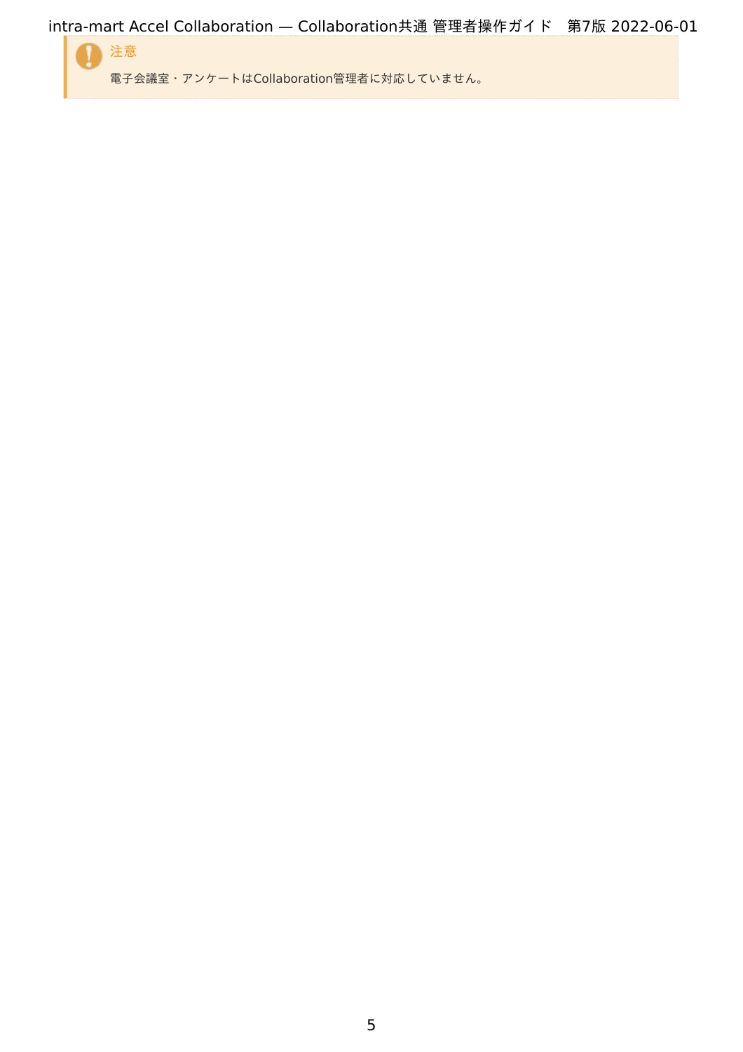> **注意**
>
> 電子会議室・アンケートはCollaboration管理者に対応していません。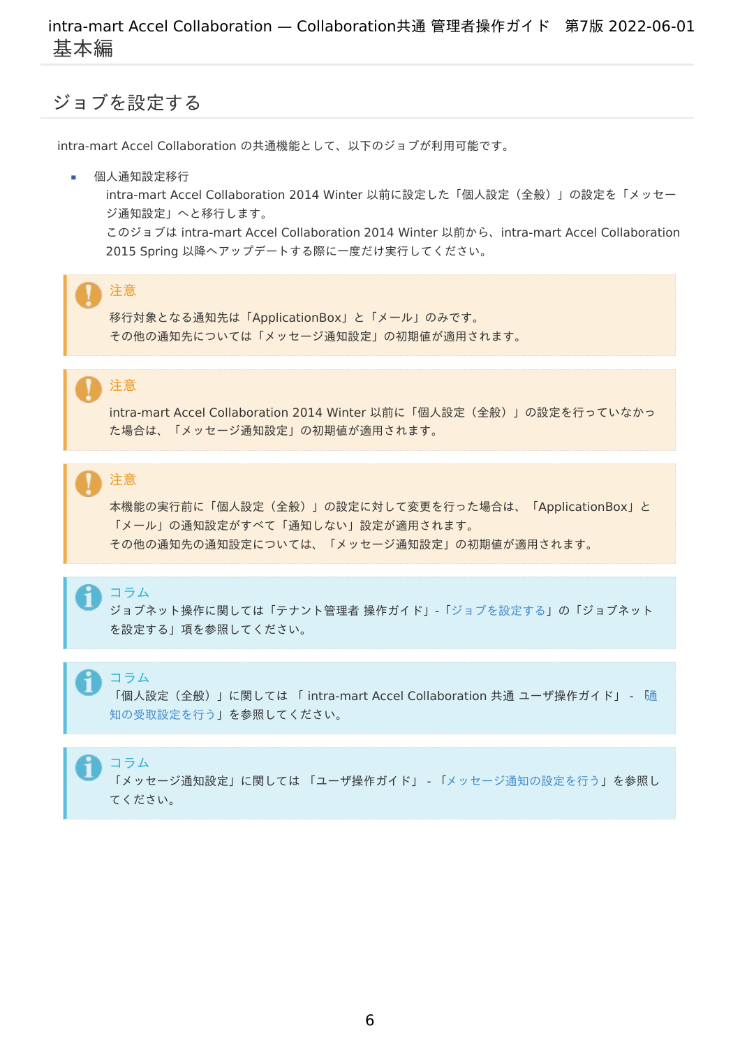## ジョブを設定する

intra-mart Accel Collaboration の共通機能として、以下のジョブが利用可能です。

- 個人通知設定移行
  intra-mart Accel Collaboration 2014 Winter 以前に設定した「個人設定（全般）」の設定を「メッセージ通知設定」へと移行します。
  このジョブは intra-mart Accel Collaboration 2014 Winter 以前から、intra-mart Accel Collaboration 2015 Spring 以降へアップデートする際に一度だけ実行してください。

> **注意**
> 移行対象となる通知先は「ApplicationBox」と「メール」のみです。
> その他の通知先については「メッセージ通知設定」の初期値が適用されます。

> **注意**
> intra-mart Accel Collaboration 2014 Winter 以前に「個人設定（全般）」の設定を行っていなかった場合は、「メッセージ通知設定」の初期値が適用されます。

> **注意**
> 本機能の実行前に「個人設定（全般）」の設定に対して変更を行った場合は、「ApplicationBox」と「メール」の通知設定がすべて「通知しない」設定が適用されます。
> その他の通知先の通知設定については、「メッセージ通知設定」の初期値が適用されます。

> **コラム**
> ジョブネット操作に関しては「テナント管理者 操作ガイド」-「ジョブを設定する」の「ジョブネットを設定する」項を参照してください。

> **コラム**
> 「個人設定（全般）」に関しては 「 intra-mart Accel Collaboration 共通 ユーザ操作ガイド」 - 「通知の受取設定を行う」を参照してください。

> **コラム**
> 「メッセージ通知設定」に関しては 「ユーザ操作ガイド」 - 「メッセージ通知の設定を行う」を参照してください。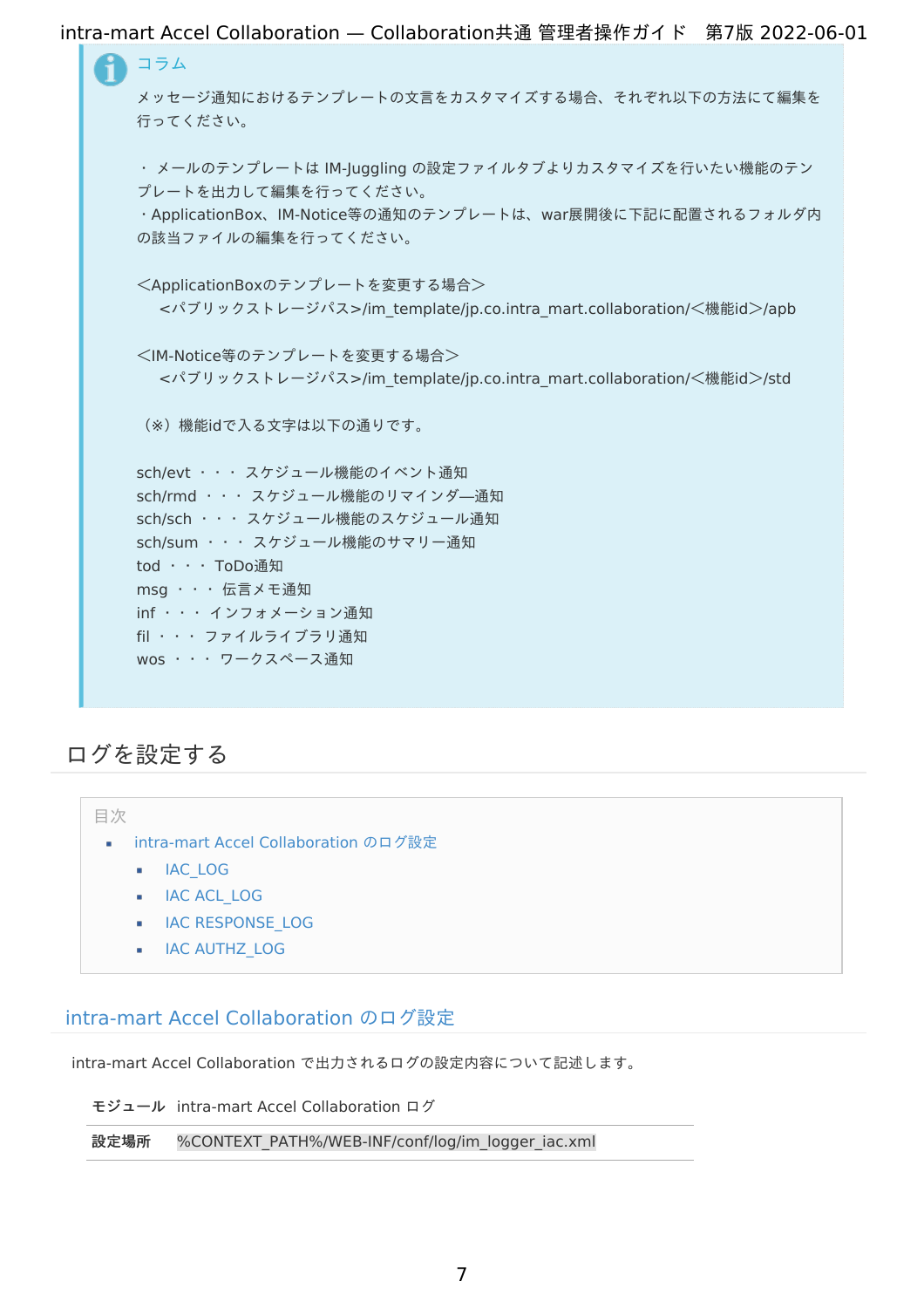> コラム
>
> メッセージ通知におけるテンプレートの文言をカスタマイズする場合、それぞれ以下の方法にて編集を行ってください。
>
> ・ メールのテンプレートは IM-Juggling の設定ファイルタブよりカスタマイズを行いたい機能のテンプレートを出力して編集を行ってください。
> ・ApplicationBox、IM-Notice等の通知のテンプレートは、war展開後に下記に配置されるフォルダ内の該当ファイルの編集を行ってください。
>
> ＜ApplicationBoxのテンプレートを変更する場合＞
> 　＜パブリックストレージパス＞/im_template/jp.co.intra_mart.collaboration/＜機能id＞/apb
>
> ＜IM-Notice等のテンプレートを変更する場合＞
> 　＜パブリックストレージパス＞/im_template/jp.co.intra_mart.collaboration/＜機能id＞/std
>
> （※）機能idで入る文字は以下の通りです。
>
> sch/evt ・・・ スケジュール機能のイベント通知
> sch/rmd ・・・ スケジュール機能のリマインダ―通知
> sch/sch ・・・ スケジュール機能のスケジュール通知
> sch/sum ・・・ スケジュール機能のサマリー通知
> tod ・・・ ToDo通知
> msg ・・・ 伝言メモ通知
> inf ・・・ インフォメーション通知
> fil ・・・ ファイルライブラリ通知
> wos ・・・ ワークスペース通知

# ログを設定する

目次

- intra-mart Accel Collaboration のログ設定
  - IAC_LOG
  - IAC ACL_LOG
  - IAC RESPONSE_LOG
  - IAC AUTHZ_LOG

## intra-mart Accel Collaboration のログ設定

intra-mart Accel Collaboration で出力されるログの設定内容について記述します。

| モジュール | intra-mart Accel Collaboration ログ |
| --- | --- |
| 設定場所 | %CONTEXT_PATH%/WEB-INF/conf/log/im_logger_iac.xml |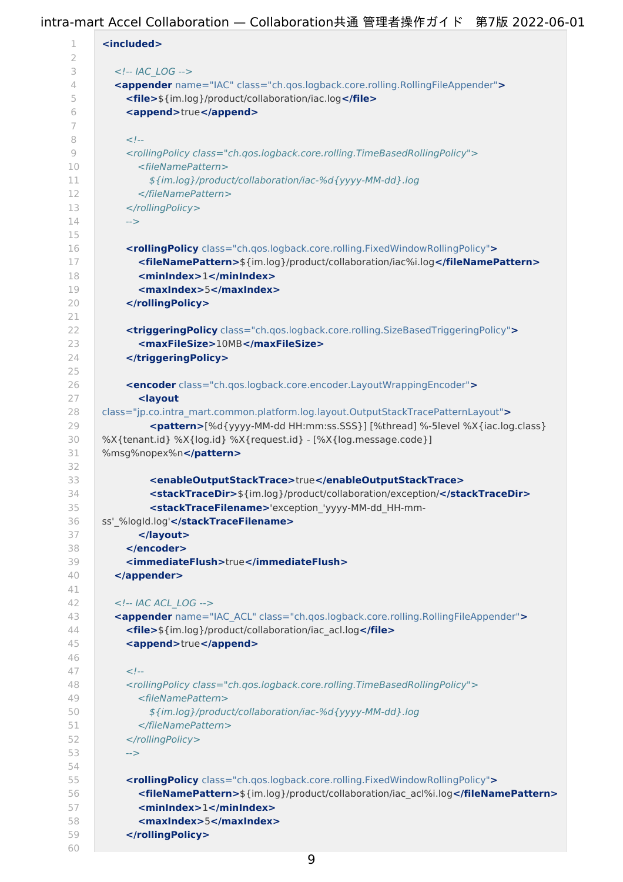```xml
<included>

  <!-- IAC_LOG -->
  <appender name="IAC" class="ch.qos.logback.core.rolling.RollingFileAppender">
    <file>${im.log}/product/collaboration/iac.log</file>
    <append>true</append>

    <!--
    <rollingPolicy class="ch.qos.logback.core.rolling.TimeBasedRollingPolicy">
      <fileNamePattern>
        ${im.log}/product/collaboration/iac-%d{yyyy-MM-dd}.log
      </fileNamePattern>
    </rollingPolicy>
    -->

    <rollingPolicy class="ch.qos.logback.core.rolling.FixedWindowRollingPolicy">
      <fileNamePattern>${im.log}/product/collaboration/iac%i.log</fileNamePattern>
      <minIndex>1</minIndex>
      <maxIndex>5</maxIndex>
    </rollingPolicy>

    <triggeringPolicy class="ch.qos.logback.core.rolling.SizeBasedTriggeringPolicy">
      <maxFileSize>10MB</maxFileSize>
    </triggeringPolicy>

    <encoder class="ch.qos.logback.core.encoder.LayoutWrappingEncoder">
      <layout
class="jp.co.intra_mart.common.platform.log.layout.OutputStackTracePatternLayout">
        <pattern>[%d{yyyy-MM-dd HH:mm:ss.SSS}] [%thread] %-5level %X{iac.log.class}
%X{tenant.id} %X{log.id} %X{request.id} - [%X{log.message.code}]
%msg%nopex%n</pattern>

        <enableOutputStackTrace>true</enableOutputStackTrace>
        <stackTraceDir>${im.log}/product/collaboration/exception/</stackTraceDir>
        <stackTraceFilename>'exception_'yyyy-MM-dd_HH-mm-
ss'_%logId.log'</stackTraceFilename>
      </layout>
    </encoder>
    <immediateFlush>true</immediateFlush>
  </appender>

  <!-- IAC ACL_LOG -->
  <appender name="IAC_ACL" class="ch.qos.logback.core.rolling.RollingFileAppender">
    <file>${im.log}/product/collaboration/iac_acl.log</file>
    <append>true</append>

    <!--
    <rollingPolicy class="ch.qos.logback.core.rolling.TimeBasedRollingPolicy">
      <fileNamePattern>
        ${im.log}/product/collaboration/iac-%d{yyyy-MM-dd}.log
      </fileNamePattern>
    </rollingPolicy>
    -->

    <rollingPolicy class="ch.qos.logback.core.rolling.FixedWindowRollingPolicy">
      <fileNamePattern>${im.log}/product/collaboration/iac_acl%i.log</fileNamePattern>
      <minIndex>1</minIndex>
      <maxIndex>5</maxIndex>
    </rollingPolicy>

```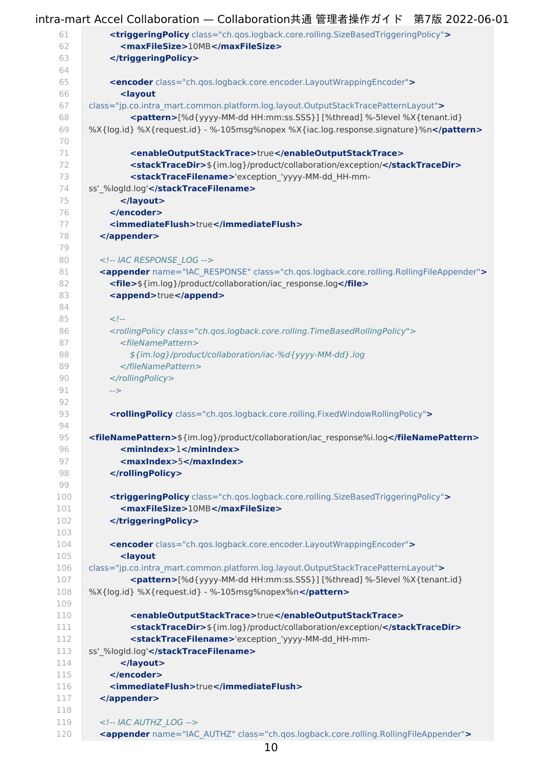```
61          <triggeringPolicy class="ch.qos.logback.core.rolling.SizeBasedTriggeringPolicy">
62            <maxFileSize>10MB</maxFileSize>
63          </triggeringPolicy>
64
65          <encoder class="ch.qos.logback.core.encoder.LayoutWrappingEncoder">
66            <layout
67    class="jp.co.intra_mart.common.platform.log.layout.OutputStackTracePatternLayout">
68              <pattern>[%d{yyyy-MM-dd HH:mm:ss.SSS}] [%thread] %-5level %X{tenant.id}
69    %X{log.id} %X{request.id} - %-105msg%nopex %X{iac.log.response.signature}%n</pattern>
70
71              <enableOutputStackTrace>true</enableOutputStackTrace>
72              <stackTraceDir>${im.log}/product/collaboration/exception/</stackTraceDir>
73              <stackTraceFilename>'exception_'yyyy-MM-dd_HH-mm-
74    ss'_%logId.log'</stackTraceFilename>
75            </layout>
76          </encoder>
77          <immediateFlush>true</immediateFlush>
78        </appender>
79
80        <!-- IAC RESPONSE_LOG -->
81        <appender name="IAC_RESPONSE" class="ch.qos.logback.core.rolling.RollingFileAppender">
82          <file>${im.log}/product/collaboration/iac_response.log</file>
83          <append>true</append>
84
85          <!--
86          <rollingPolicy class="ch.qos.logback.core.rolling.TimeBasedRollingPolicy">
87            <fileNamePattern>
88              ${im.log}/product/collaboration/iac-%d{yyyy-MM-dd}.log
89            </fileNamePattern>
90          </rollingPolicy>
91          -->
92
93          <rollingPolicy class="ch.qos.logback.core.rolling.FixedWindowRollingPolicy">
94
95    <fileNamePattern>${im.log}/product/collaboration/iac_response%i.log</fileNamePattern>
96            <minIndex>1</minIndex>
97            <maxIndex>5</maxIndex>
98          </rollingPolicy>
99
100         <triggeringPolicy class="ch.qos.logback.core.rolling.SizeBasedTriggeringPolicy">
101           <maxFileSize>10MB</maxFileSize>
102         </triggeringPolicy>
103
104         <encoder class="ch.qos.logback.core.encoder.LayoutWrappingEncoder">
105           <layout
106   class="jp.co.intra_mart.common.platform.log.layout.OutputStackTracePatternLayout">
107             <pattern>[%d{yyyy-MM-dd HH:mm:ss.SSS}] [%thread] %-5level %X{tenant.id}
108   %X{log.id} %X{request.id} - %-105msg%nopex%n</pattern>
109
110             <enableOutputStackTrace>true</enableOutputStackTrace>
111             <stackTraceDir>${im.log}/product/collaboration/exception/</stackTraceDir>
112             <stackTraceFilename>'exception_'yyyy-MM-dd_HH-mm-
113   ss'_%logId.log'</stackTraceFilename>
114           </layout>
115         </encoder>
116         <immediateFlush>true</immediateFlush>
117       </appender>
118
119       <!-- IAC AUTHZ_LOG -->
120       <appender name="IAC_AUTHZ" class="ch.qos.logback.core.rolling.RollingFileAppender">
```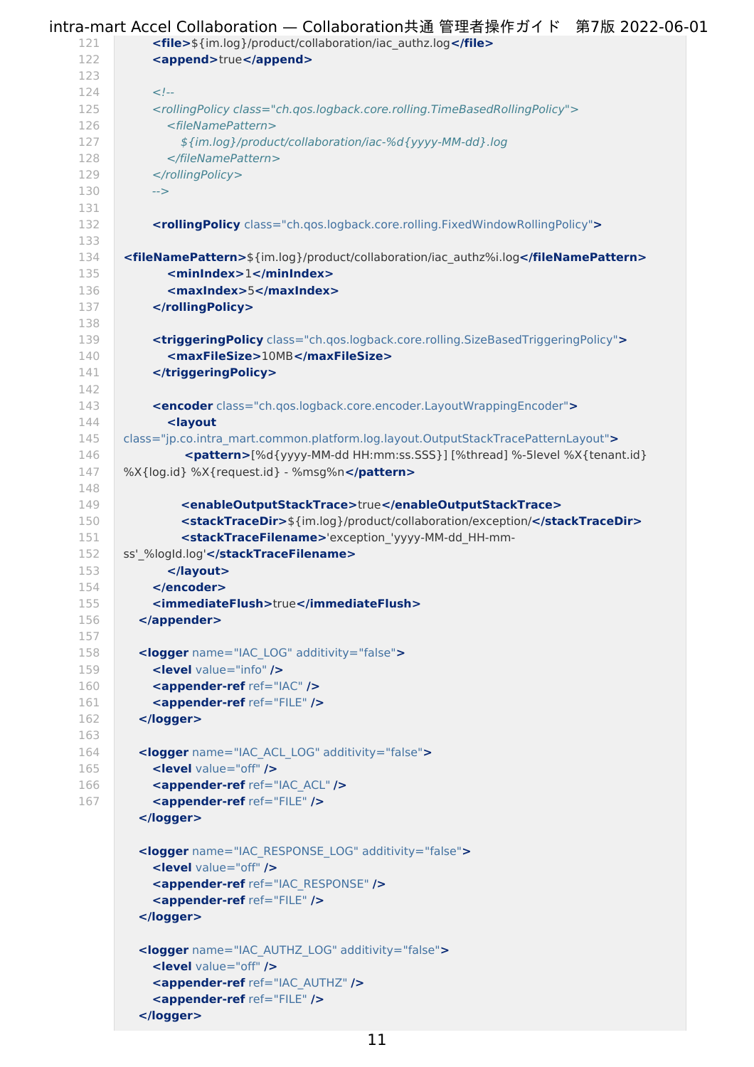```
121        <file>${im.log}/product/collaboration/iac_authz.log</file>
122        <append>true</append>
123
124        <!--
125        <rollingPolicy class="ch.qos.logback.core.rolling.TimeBasedRollingPolicy">
126          <fileNamePattern>
127            ${im.log}/product/collaboration/iac-%d{yyyy-MM-dd}.log
128          </fileNamePattern>
129        </rollingPolicy>
130        -->
131
132        <rollingPolicy class="ch.qos.logback.core.rolling.FixedWindowRollingPolicy">
133
134    <fileNamePattern>${im.log}/product/collaboration/iac_authz%i.log</fileNamePattern>
135          <minIndex>1</minIndex>
136          <maxIndex>5</maxIndex>
137        </rollingPolicy>
138
139        <triggeringPolicy class="ch.qos.logback.core.rolling.SizeBasedTriggeringPolicy">
140          <maxFileSize>10MB</maxFileSize>
141        </triggeringPolicy>
142
143        <encoder class="ch.qos.logback.core.encoder.LayoutWrappingEncoder">
144          <layout
145    class="jp.co.intra_mart.common.platform.log.layout.OutputStackTracePatternLayout">
146            <pattern>[%d{yyyy-MM-dd HH:mm:ss.SSS}] [%thread] %-5level %X{tenant.id}
147    %X{log.id} %X{request.id} - %msg%n</pattern>
148
149            <enableOutputStackTrace>true</enableOutputStackTrace>
150            <stackTraceDir>${im.log}/product/collaboration/exception/</stackTraceDir>
151            <stackTraceFilename>'exception_'yyyy-MM-dd_HH-mm-
152    ss'_%logId.log'</stackTraceFilename>
153          </layout>
154        </encoder>
155        <immediateFlush>true</immediateFlush>
156      </appender>
157
158      <logger name="IAC_LOG" additivity="false">
159        <level value="info" />
160        <appender-ref ref="IAC" />
161        <appender-ref ref="FILE" />
162      </logger>
163
164      <logger name="IAC_ACL_LOG" additivity="false">
165        <level value="off" />
166        <appender-ref ref="IAC_ACL" />
167        <appender-ref ref="FILE" />
      </logger>

      <logger name="IAC_RESPONSE_LOG" additivity="false">
        <level value="off" />
        <appender-ref ref="IAC_RESPONSE" />
        <appender-ref ref="FILE" />
      </logger>

      <logger name="IAC_AUTHZ_LOG" additivity="false">
        <level value="off" />
        <appender-ref ref="IAC_AUTHZ" />
        <appender-ref ref="FILE" />
      </logger>
```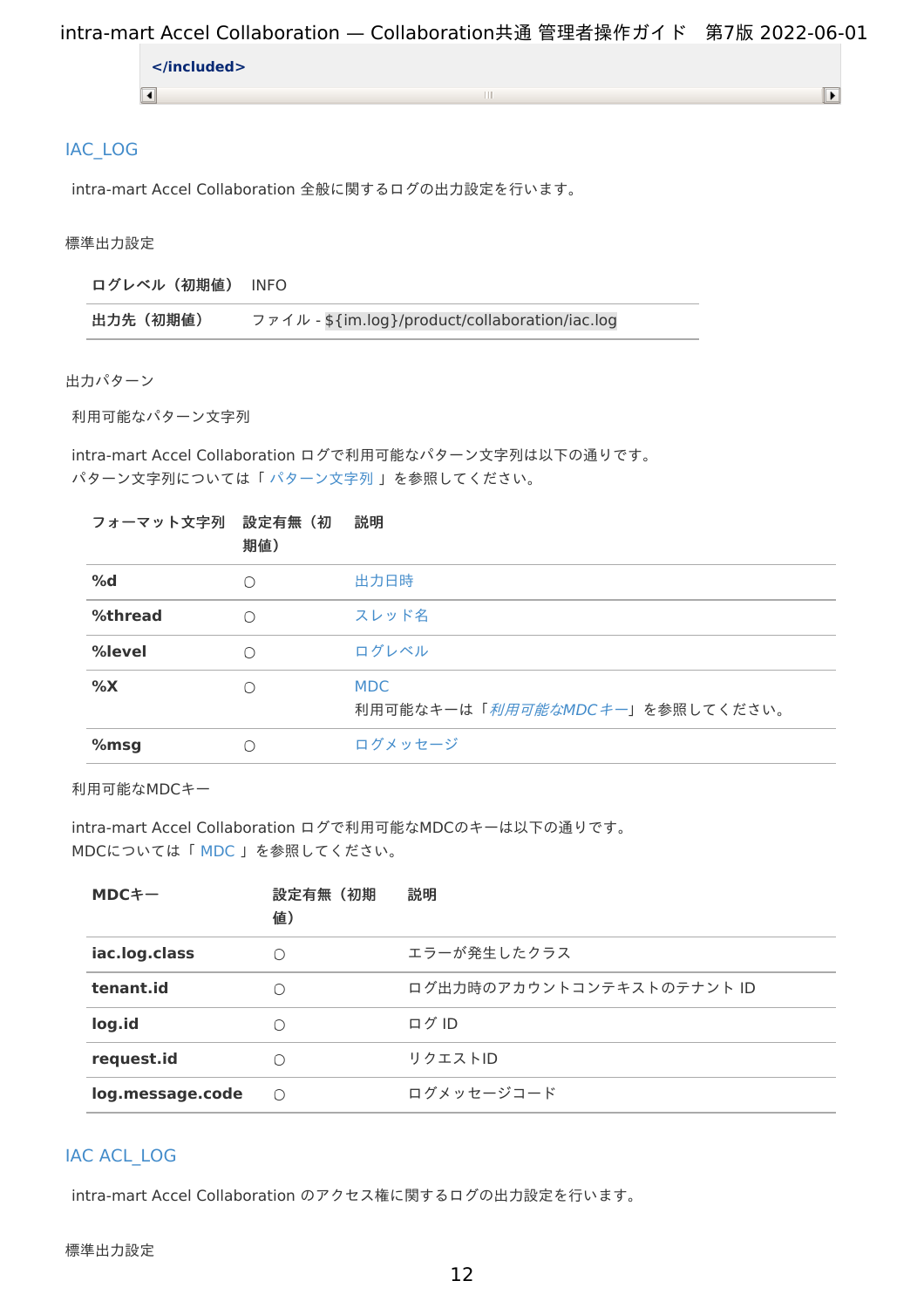```
</included>
```

## IAC_LOG

intra-mart Accel Collaboration 全般に関するログの出力設定を行います。

標準出力設定

| | |
|---|---|
| **ログレベル（初期値）** | INFO |
| **出力先（初期値）** | ファイル - `${im.log}/product/collaboration/iac.log` |

出力パターン

利用可能なパターン文字列

intra-mart Accel Collaboration ログで利用可能なパターン文字列は以下の通りです。
パターン文字列については「 パターン文字列 」を参照してください。

| フォーマット文字列 | 設定有無（初期値） | 説明 |
|---|---|---|
| **%d** | ○ | 出力日時 |
| **%thread** | ○ | スレッド名 |
| **%level** | ○ | ログレベル |
| **%X** | ○ | MDC<br>利用可能なキーは「*利用可能なMDCキー*」を参照してください。 |
| **%msg** | ○ | ログメッセージ |

利用可能なMDCキー

intra-mart Accel Collaboration ログで利用可能なMDCのキーは以下の通りです。
MDCについては「 MDC 」を参照してください。

| MDCキー | 設定有無（初期値） | 説明 |
|---|---|---|
| **iac.log.class** | ○ | エラーが発生したクラス |
| **tenant.id** | ○ | ログ出力時のアカウントコンテキストのテナント ID |
| **log.id** | ○ | ログ ID |
| **request.id** | ○ | リクエストID |
| **log.message.code** | ○ | ログメッセージコード |

## IAC ACL_LOG

intra-mart Accel Collaboration のアクセス権に関するログの出力設定を行います。

標準出力設定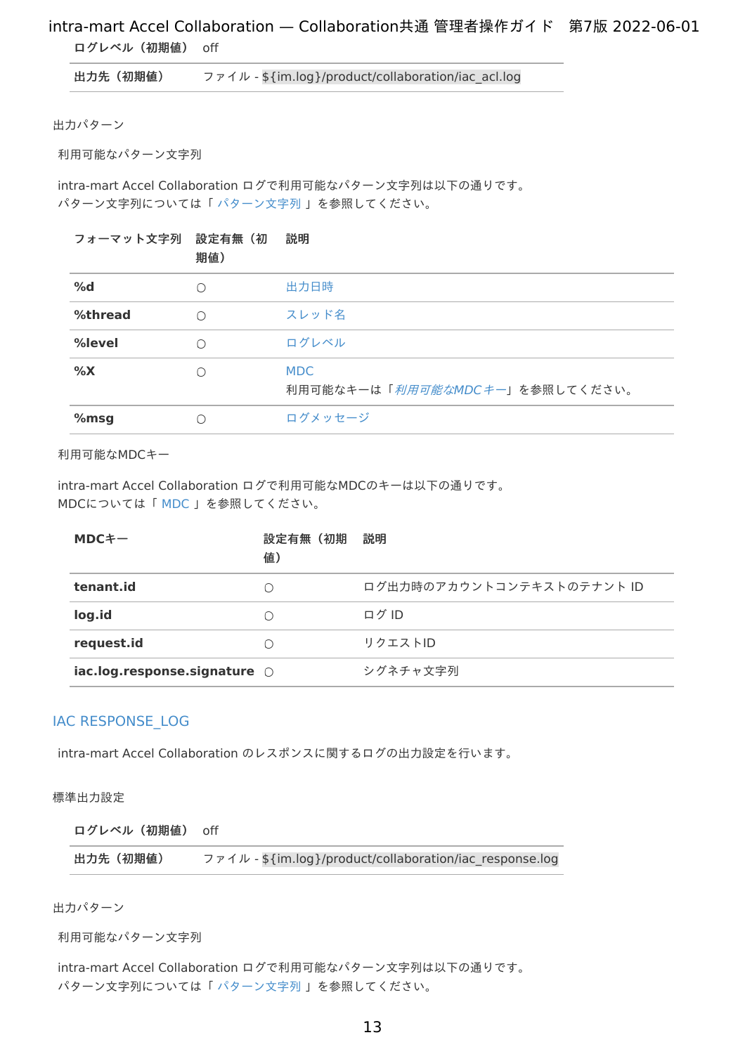| ログレベル（初期値） | off |
|---|---|
| 出力先（初期値） | ファイル - `${im.log}/product/collaboration/iac_acl.log` |

出力パターン

利用可能なパターン文字列

intra-mart Accel Collaboration ログで利用可能なパターン文字列は以下の通りです。
パターン文字列については「 パターン文字列 」を参照してください。

| フォーマット文字列 | 設定有無（初期値） | 説明 |
|---|---|---|
| **%d** | ○ | 出力日時 |
| **%thread** | ○ | スレッド名 |
| **%level** | ○ | ログレベル |
| **%X** | ○ | MDC<br>利用可能なキーは「*利用可能なMDCキー*」を参照してください。 |
| **%msg** | ○ | ログメッセージ |

利用可能なMDCキー

intra-mart Accel Collaboration ログで利用可能なMDCのキーは以下の通りです。
MDCについては「 MDC 」を参照してください。

| MDCキー | 設定有無（初期値） | 説明 |
|---|---|---|
| **tenant.id** | ○ | ログ出力時のアカウントコンテキストのテナント ID |
| **log.id** | ○ | ログ ID |
| **request.id** | ○ | リクエストID |
| **iac.log.response.signature** | ○ | シグネチャ文字列 |

## IAC RESPONSE_LOG

intra-mart Accel Collaboration のレスポンスに関するログの出力設定を行います。

標準出力設定

| ログレベル（初期値） | off |
|---|---|
| 出力先（初期値） | ファイル - `${im.log}/product/collaboration/iac_response.log` |

出力パターン

利用可能なパターン文字列

intra-mart Accel Collaboration ログで利用可能なパターン文字列は以下の通りです。
パターン文字列については「 パターン文字列 」を参照してください。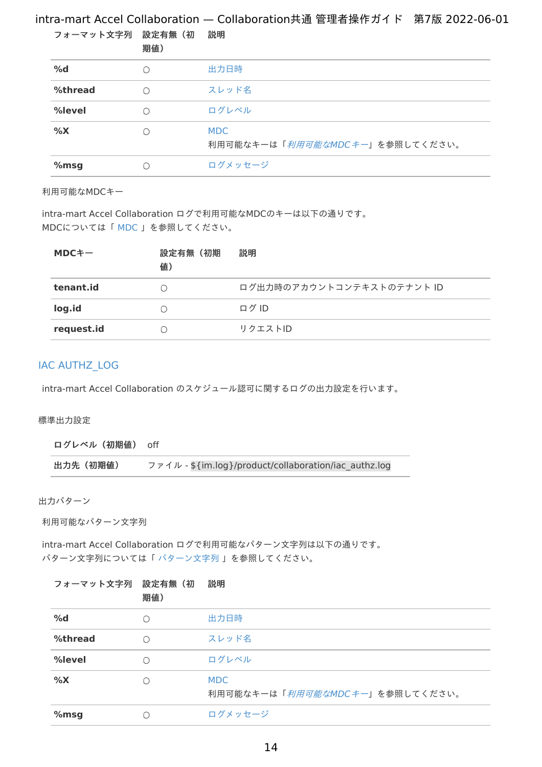| フォーマット文字列 | 設定有無（初期値） | 説明 |
| --- | --- | --- |
| **%d** | ○ | 出力日時 |
| **%thread** | ○ | スレッド名 |
| **%level** | ○ | ログレベル |
| **%X** | ○ | MDC<br>利用可能なキーは「*利用可能なMDCキー*」を参照してください。 |
| **%msg** | ○ | ログメッセージ |

利用可能なMDCキー

intra-mart Accel Collaboration ログで利用可能なMDCのキーは以下の通りです。
MDCについては「 MDC 」を参照してください。

| MDCキー | 設定有無（初期値） | 説明 |
| --- | --- | --- |
| **tenant.id** | ○ | ログ出力時のアカウントコンテキストのテナント ID |
| **log.id** | ○ | ログ ID |
| **request.id** | ○ | リクエストID |

## IAC AUTHZ_LOG

intra-mart Accel Collaboration のスケジュール認可に関するログの出力設定を行います。

標準出力設定

| ログレベル（初期値） | off |
| --- | --- |
| **出力先（初期値）** | ファイル - `${im.log}/product/collaboration/iac_authz.log` |

出力パターン

利用可能なパターン文字列

intra-mart Accel Collaboration ログで利用可能なパターン文字列は以下の通りです。
パターン文字列については「 パターン文字列 」を参照してください。

| フォーマット文字列 | 設定有無（初期値） | 説明 |
| --- | --- | --- |
| **%d** | ○ | 出力日時 |
| **%thread** | ○ | スレッド名 |
| **%level** | ○ | ログレベル |
| **%X** | ○ | MDC<br>利用可能なキーは「*利用可能なMDCキー*」を参照してください。 |
| **%msg** | ○ | ログメッセージ |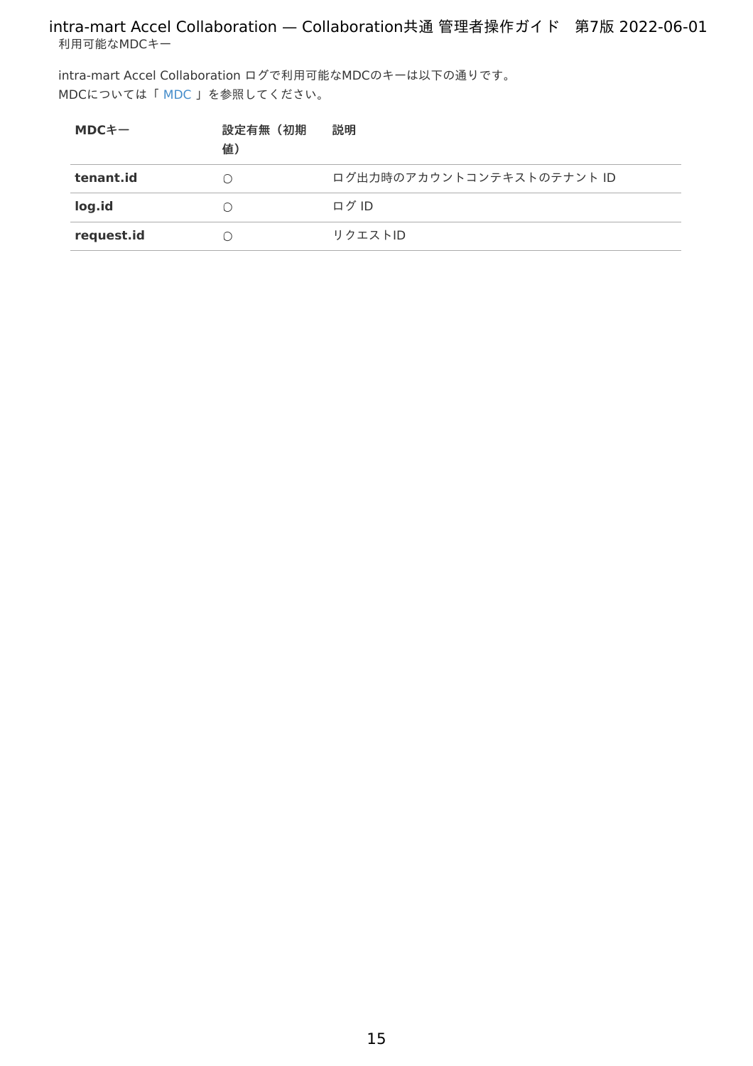### 利用可能なMDCキー

intra-mart Accel Collaboration ログで利用可能なMDCのキーは以下の通りです。
MDCについては「 MDC 」を参照してください。

| MDCキー | 設定有無（初期値） | 説明 |
| --- | --- | --- |
| **tenant.id** | ○ | ログ出力時のアカウントコンテキストのテナント ID |
| **log.id** | ○ | ログ ID |
| **request.id** | ○ | リクエストID |